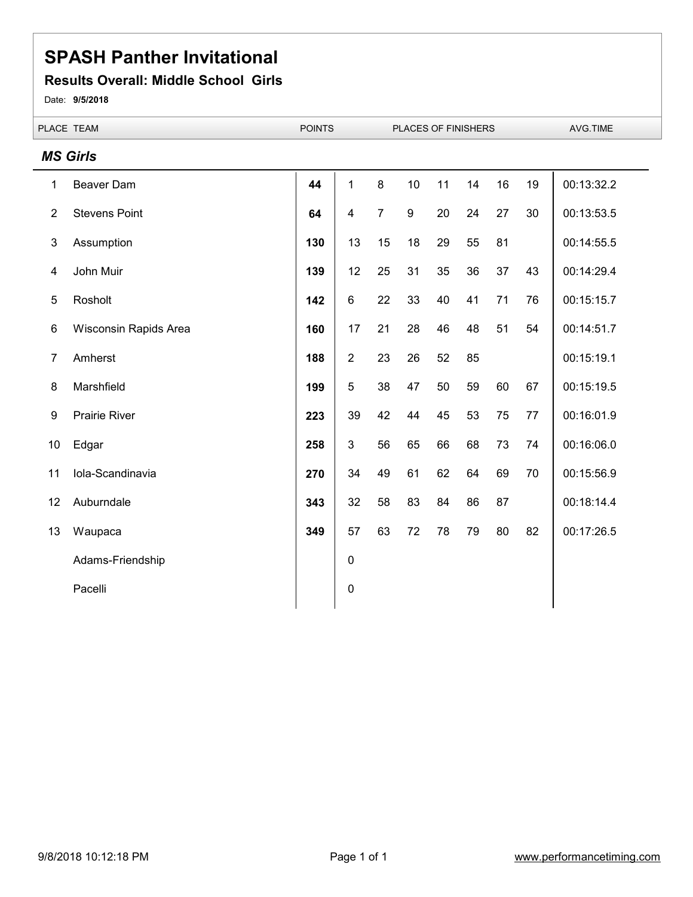# SPASH Panther Invitational

## Results Overall: Middle School Girls

Date: **9/5/2018**

### *MS Girls*

| PLACE | TEAM | POINTS | PLACES OF FINISHERS | | | | | | | AVG.TIME |
|---|---|---|---|---|---|---|---|---|---|---|
| 1 | Beaver Dam | **44** | 1 | 8 | 10 | 11 | 14 | 16 | 19 | 00:13:32.2 |
| 2 | Stevens Point | **64** | 4 | 7 | 9 | 20 | 24 | 27 | 30 | 00:13:53.5 |
| 3 | Assumption | **130** | 13 | 15 | 18 | 29 | 55 | 81 | | 00:14:55.5 |
| 4 | John Muir | **139** | 12 | 25 | 31 | 35 | 36 | 37 | 43 | 00:14:29.4 |
| 5 | Rosholt | **142** | 6 | 22 | 33 | 40 | 41 | 71 | 76 | 00:15:15.7 |
| 6 | Wisconsin Rapids Area | **160** | 17 | 21 | 28 | 46 | 48 | 51 | 54 | 00:14:51.7 |
| 7 | Amherst | **188** | 2 | 23 | 26 | 52 | 85 | | | 00:15:19.1 |
| 8 | Marshfield | **199** | 5 | 38 | 47 | 50 | 59 | 60 | 67 | 00:15:19.5 |
| 9 | Prairie River | **223** | 39 | 42 | 44 | 45 | 53 | 75 | 77 | 00:16:01.9 |
| 10 | Edgar | **258** | 3 | 56 | 65 | 66 | 68 | 73 | 74 | 00:16:06.0 |
| 11 | Iola-Scandinavia | **270** | 34 | 49 | 61 | 62 | 64 | 69 | 70 | 00:15:56.9 |
| 12 | Auburndale | **343** | 32 | 58 | 83 | 84 | 86 | 87 | | 00:18:14.4 |
| 13 | Waupaca | **349** | 57 | 63 | 72 | 78 | 79 | 80 | 82 | 00:17:26.5 |
| | Adams-Friendship | | 0 | | | | | | | |
| | Pacelli | | 0 | | | | | | | |

9/8/2018 10:12:18 PM

www.performancetiming.com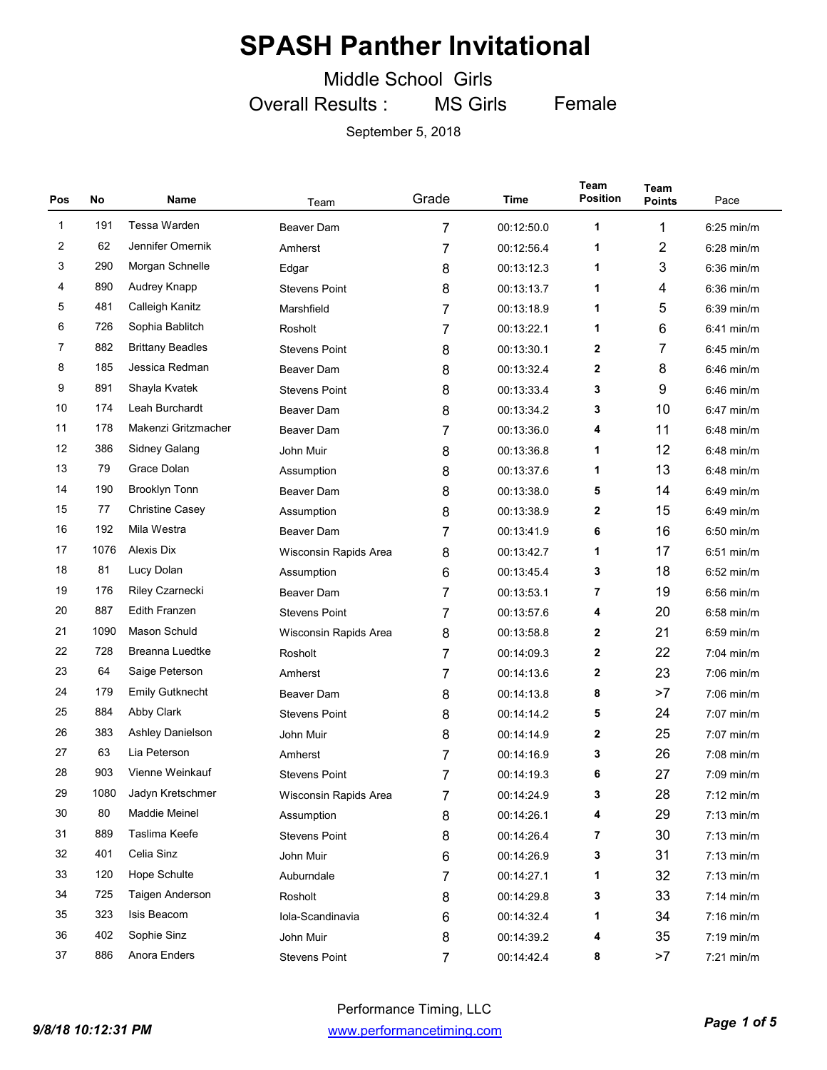# SPASH Panther Invitational

Middle School Girls

Overall Results : MS Girls Female

September 5, 2018

| Pos | No | Name | Team | Grade | Time | Team Position | Team Points | Pace |
|---|---|---|---|---|---|---|---|---|
| 1 | 191 | Tessa Warden | Beaver Dam | 7 | 00:12:50.0 | 1 | 1 | 6:25 min/m |
| 2 | 62 | Jennifer Omernik | Amherst | 7 | 00:12:56.4 | 1 | 2 | 6:28 min/m |
| 3 | 290 | Morgan Schnelle | Edgar | 8 | 00:13:12.3 | 1 | 3 | 6:36 min/m |
| 4 | 890 | Audrey Knapp | Stevens Point | 8 | 00:13:13.7 | 1 | 4 | 6:36 min/m |
| 5 | 481 | Calleigh Kanitz | Marshfield | 7 | 00:13:18.9 | 1 | 5 | 6:39 min/m |
| 6 | 726 | Sophia Bablitch | Rosholt | 7 | 00:13:22.1 | 1 | 6 | 6:41 min/m |
| 7 | 882 | Brittany Beadles | Stevens Point | 8 | 00:13:30.1 | 2 | 7 | 6:45 min/m |
| 8 | 185 | Jessica Redman | Beaver Dam | 8 | 00:13:32.4 | 2 | 8 | 6:46 min/m |
| 9 | 891 | Shayla Kvatek | Stevens Point | 8 | 00:13:33.4 | 3 | 9 | 6:46 min/m |
| 10 | 174 | Leah Burchardt | Beaver Dam | 8 | 00:13:34.2 | 3 | 10 | 6:47 min/m |
| 11 | 178 | Makenzi Gritzmacher | Beaver Dam | 7 | 00:13:36.0 | 4 | 11 | 6:48 min/m |
| 12 | 386 | Sidney Galang | John Muir | 8 | 00:13:36.8 | 1 | 12 | 6:48 min/m |
| 13 | 79 | Grace Dolan | Assumption | 8 | 00:13:37.6 | 1 | 13 | 6:48 min/m |
| 14 | 190 | Brooklyn Tonn | Beaver Dam | 8 | 00:13:38.0 | 5 | 14 | 6:49 min/m |
| 15 | 77 | Christine Casey | Assumption | 8 | 00:13:38.9 | 2 | 15 | 6:49 min/m |
| 16 | 192 | Mila Westra | Beaver Dam | 7 | 00:13:41.9 | 6 | 16 | 6:50 min/m |
| 17 | 1076 | Alexis Dix | Wisconsin Rapids Area | 8 | 00:13:42.7 | 1 | 17 | 6:51 min/m |
| 18 | 81 | Lucy Dolan | Assumption | 6 | 00:13:45.4 | 3 | 18 | 6:52 min/m |
| 19 | 176 | Riley Czarnecki | Beaver Dam | 7 | 00:13:53.1 | 7 | 19 | 6:56 min/m |
| 20 | 887 | Edith Franzen | Stevens Point | 7 | 00:13:57.6 | 4 | 20 | 6:58 min/m |
| 21 | 1090 | Mason Schuld | Wisconsin Rapids Area | 8 | 00:13:58.8 | 2 | 21 | 6:59 min/m |
| 22 | 728 | Breanna Luedtke | Rosholt | 7 | 00:14:09.3 | 2 | 22 | 7:04 min/m |
| 23 | 64 | Saige Peterson | Amherst | 7 | 00:14:13.6 | 2 | 23 | 7:06 min/m |
| 24 | 179 | Emily Gutknecht | Beaver Dam | 8 | 00:14:13.8 | 8 | >7 | 7:06 min/m |
| 25 | 884 | Abby Clark | Stevens Point | 8 | 00:14:14.2 | 5 | 24 | 7:07 min/m |
| 26 | 383 | Ashley Danielson | John Muir | 8 | 00:14:14.9 | 2 | 25 | 7:07 min/m |
| 27 | 63 | Lia Peterson | Amherst | 7 | 00:14:16.9 | 3 | 26 | 7:08 min/m |
| 28 | 903 | Vienne Weinkauf | Stevens Point | 7 | 00:14:19.3 | 6 | 27 | 7:09 min/m |
| 29 | 1080 | Jadyn Kretschmer | Wisconsin Rapids Area | 7 | 00:14:24.9 | 3 | 28 | 7:12 min/m |
| 30 | 80 | Maddie Meinel | Assumption | 8 | 00:14:26.1 | 4 | 29 | 7:13 min/m |
| 31 | 889 | Taslima Keefe | Stevens Point | 8 | 00:14:26.4 | 7 | 30 | 7:13 min/m |
| 32 | 401 | Celia Sinz | John Muir | 6 | 00:14:26.9 | 3 | 31 | 7:13 min/m |
| 33 | 120 | Hope Schulte | Auburndale | 7 | 00:14:27.1 | 1 | 32 | 7:13 min/m |
| 34 | 725 | Taigen Anderson | Rosholt | 8 | 00:14:29.8 | 3 | 33 | 7:14 min/m |
| 35 | 323 | Isis Beacom | Iola-Scandinavia | 6 | 00:14:32.4 | 1 | 34 | 7:16 min/m |
| 36 | 402 | Sophie Sinz | John Muir | 8 | 00:14:39.2 | 4 | 35 | 7:19 min/m |
| 37 | 886 | Anora Enders | Stevens Point | 7 | 00:14:42.4 | 8 | >7 | 7:21 min/m |

Performance Timing, LLC

www.performancetiming.com

*9/8/18 10:12:31 PM*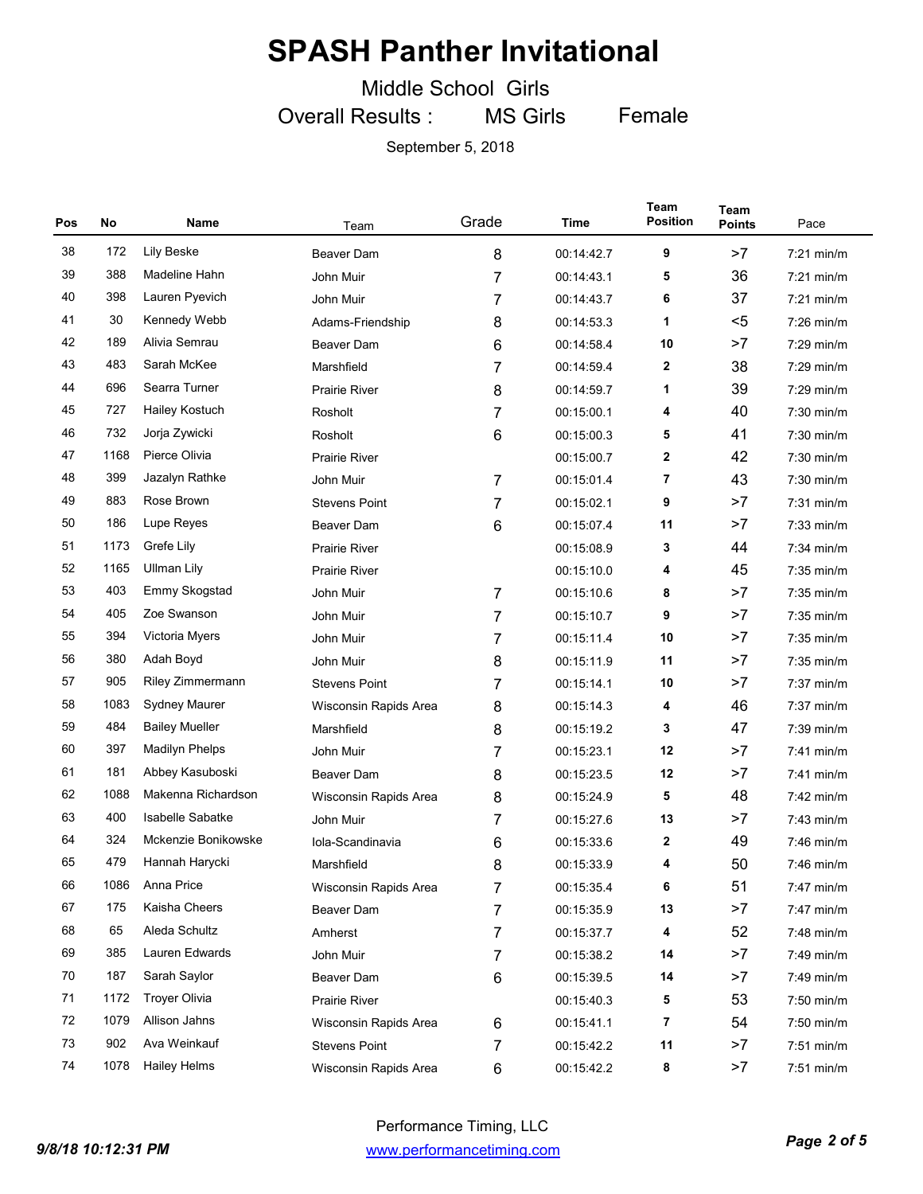# SPASH Panther Invitational

Middle School Girls

Overall Results : MS Girls Female

September 5, 2018

| Pos | No | Name | Team | Grade | Time | Team Position | Team Points | Pace |
|---|---|---|---|---|---|---|---|---|
| 38 | 172 | Lily Beske | Beaver Dam | 8 | 00:14:42.7 | 9 | >7 | 7:21 min/m |
| 39 | 388 | Madeline Hahn | John Muir | 7 | 00:14:43.1 | 5 | 36 | 7:21 min/m |
| 40 | 398 | Lauren Pyevich | John Muir | 7 | 00:14:43.7 | 6 | 37 | 7:21 min/m |
| 41 | 30 | Kennedy Webb | Adams-Friendship | 8 | 00:14:53.3 | 1 | <5 | 7:26 min/m |
| 42 | 189 | Alivia Semrau | Beaver Dam | 6 | 00:14:58.4 | 10 | >7 | 7:29 min/m |
| 43 | 483 | Sarah McKee | Marshfield | 7 | 00:14:59.4 | 2 | 38 | 7:29 min/m |
| 44 | 696 | Searra Turner | Prairie River | 8 | 00:14:59.7 | 1 | 39 | 7:29 min/m |
| 45 | 727 | Hailey Kostuch | Rosholt | 7 | 00:15:00.1 | 4 | 40 | 7:30 min/m |
| 46 | 732 | Jorja Zywicki | Rosholt | 6 | 00:15:00.3 | 5 | 41 | 7:30 min/m |
| 47 | 1168 | Pierce Olivia | Prairie River | | 00:15:00.7 | 2 | 42 | 7:30 min/m |
| 48 | 399 | Jazalyn Rathke | John Muir | 7 | 00:15:01.4 | 7 | 43 | 7:30 min/m |
| 49 | 883 | Rose Brown | Stevens Point | 7 | 00:15:02.1 | 9 | >7 | 7:31 min/m |
| 50 | 186 | Lupe Reyes | Beaver Dam | 6 | 00:15:07.4 | 11 | >7 | 7:33 min/m |
| 51 | 1173 | Grefe Lily | Prairie River | | 00:15:08.9 | 3 | 44 | 7:34 min/m |
| 52 | 1165 | Ullman Lily | Prairie River | | 00:15:10.0 | 4 | 45 | 7:35 min/m |
| 53 | 403 | Emmy Skogstad | John Muir | 7 | 00:15:10.6 | 8 | >7 | 7:35 min/m |
| 54 | 405 | Zoe Swanson | John Muir | 7 | 00:15:10.7 | 9 | >7 | 7:35 min/m |
| 55 | 394 | Victoria Myers | John Muir | 7 | 00:15:11.4 | 10 | >7 | 7:35 min/m |
| 56 | 380 | Adah Boyd | John Muir | 8 | 00:15:11.9 | 11 | >7 | 7:35 min/m |
| 57 | 905 | Riley Zimmermann | Stevens Point | 7 | 00:15:14.1 | 10 | >7 | 7:37 min/m |
| 58 | 1083 | Sydney Maurer | Wisconsin Rapids Area | 8 | 00:15:14.3 | 4 | 46 | 7:37 min/m |
| 59 | 484 | Bailey Mueller | Marshfield | 8 | 00:15:19.2 | 3 | 47 | 7:39 min/m |
| 60 | 397 | Madilyn Phelps | John Muir | 7 | 00:15:23.1 | 12 | >7 | 7:41 min/m |
| 61 | 181 | Abbey Kasuboski | Beaver Dam | 8 | 00:15:23.5 | 12 | >7 | 7:41 min/m |
| 62 | 1088 | Makenna Richardson | Wisconsin Rapids Area | 8 | 00:15:24.9 | 5 | 48 | 7:42 min/m |
| 63 | 400 | Isabelle Sabatke | John Muir | 7 | 00:15:27.6 | 13 | >7 | 7:43 min/m |
| 64 | 324 | Mckenzie Bonikowske | Iola-Scandinavia | 6 | 00:15:33.6 | 2 | 49 | 7:46 min/m |
| 65 | 479 | Hannah Harycki | Marshfield | 8 | 00:15:33.9 | 4 | 50 | 7:46 min/m |
| 66 | 1086 | Anna Price | Wisconsin Rapids Area | 7 | 00:15:35.4 | 6 | 51 | 7:47 min/m |
| 67 | 175 | Kaisha Cheers | Beaver Dam | 7 | 00:15:35.9 | 13 | >7 | 7:47 min/m |
| 68 | 65 | Aleda Schultz | Amherst | 7 | 00:15:37.7 | 4 | 52 | 7:48 min/m |
| 69 | 385 | Lauren Edwards | John Muir | 7 | 00:15:38.2 | 14 | >7 | 7:49 min/m |
| 70 | 187 | Sarah Saylor | Beaver Dam | 6 | 00:15:39.5 | 14 | >7 | 7:49 min/m |
| 71 | 1172 | Troyer Olivia | Prairie River | | 00:15:40.3 | 5 | 53 | 7:50 min/m |
| 72 | 1079 | Allison Jahns | Wisconsin Rapids Area | 6 | 00:15:41.1 | 7 | 54 | 7:50 min/m |
| 73 | 902 | Ava Weinkauf | Stevens Point | 7 | 00:15:42.2 | 11 | >7 | 7:51 min/m |
| 74 | 1078 | Hailey Helms | Wisconsin Rapids Area | 6 | 00:15:42.2 | 8 | >7 | 7:51 min/m |

*9/8/18 10:12:31 PM*

Performance Timing, LLC
www.performancetiming.com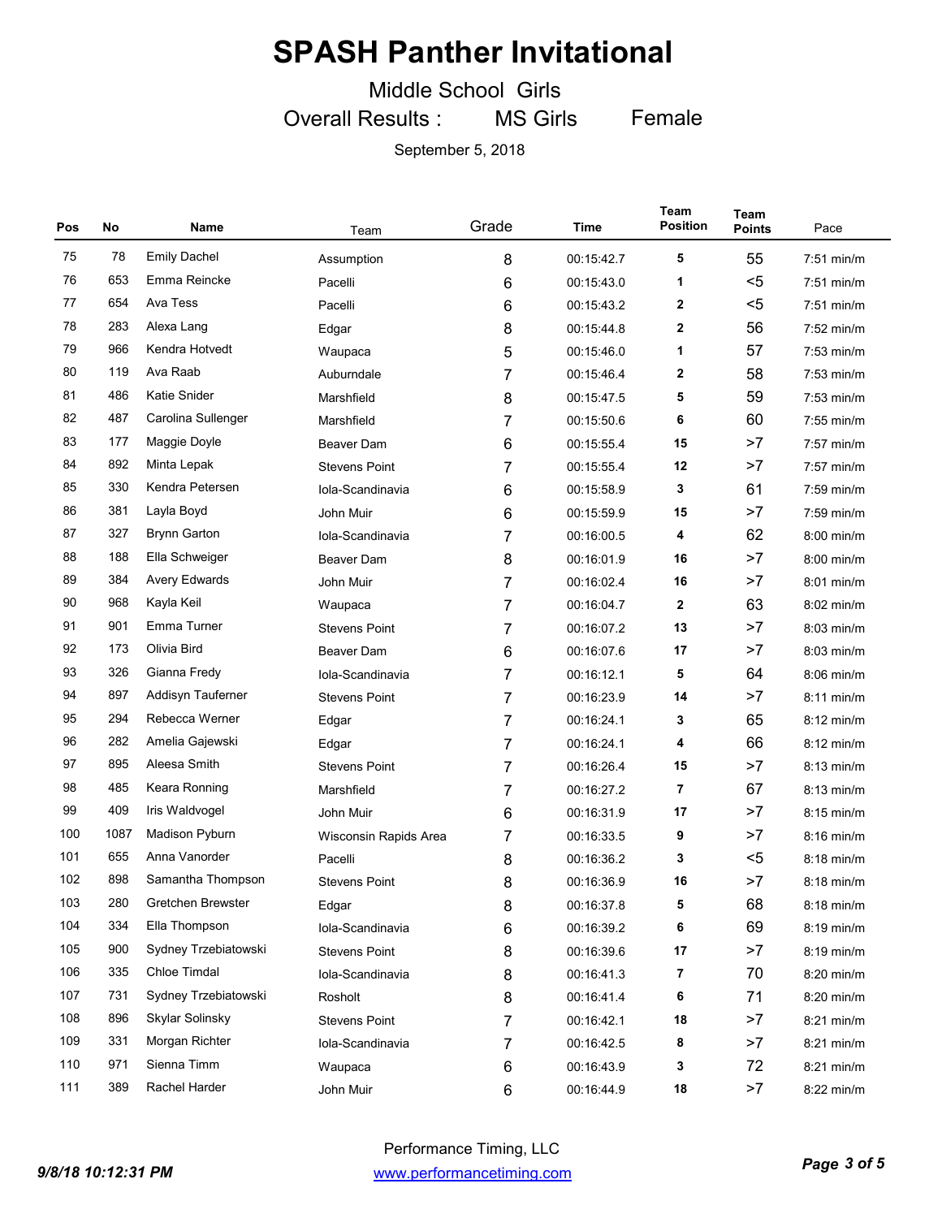# SPASH Panther Invitational

Middle School Girls

Overall Results : MS Girls Female

September 5, 2018

| Pos | No | Name | Team | Grade | Time | Team Position | Team Points | Pace |
|---|---|---|---|---|---|---|---|---|
| 75 | 78 | Emily Dachel | Assumption | 8 | 00:15:42.7 | 5 | 55 | 7:51 min/m |
| 76 | 653 | Emma Reincke | Pacelli | 6 | 00:15:43.0 | 1 | <5 | 7:51 min/m |
| 77 | 654 | Ava Tess | Pacelli | 6 | 00:15:43.2 | 2 | <5 | 7:51 min/m |
| 78 | 283 | Alexa Lang | Edgar | 8 | 00:15:44.8 | 2 | 56 | 7:52 min/m |
| 79 | 966 | Kendra Hotvedt | Waupaca | 5 | 00:15:46.0 | 1 | 57 | 7:53 min/m |
| 80 | 119 | Ava Raab | Auburndale | 7 | 00:15:46.4 | 2 | 58 | 7:53 min/m |
| 81 | 486 | Katie Snider | Marshfield | 8 | 00:15:47.5 | 5 | 59 | 7:53 min/m |
| 82 | 487 | Carolina Sullenger | Marshfield | 7 | 00:15:50.6 | 6 | 60 | 7:55 min/m |
| 83 | 177 | Maggie Doyle | Beaver Dam | 6 | 00:15:55.4 | 15 | >7 | 7:57 min/m |
| 84 | 892 | Minta Lepak | Stevens Point | 7 | 00:15:55.4 | 12 | >7 | 7:57 min/m |
| 85 | 330 | Kendra Petersen | Iola-Scandinavia | 6 | 00:15:58.9 | 3 | 61 | 7:59 min/m |
| 86 | 381 | Layla Boyd | John Muir | 6 | 00:15:59.9 | 15 | >7 | 7:59 min/m |
| 87 | 327 | Brynn Garton | Iola-Scandinavia | 7 | 00:16:00.5 | 4 | 62 | 8:00 min/m |
| 88 | 188 | Ella Schweiger | Beaver Dam | 8 | 00:16:01.9 | 16 | >7 | 8:00 min/m |
| 89 | 384 | Avery Edwards | John Muir | 7 | 00:16:02.4 | 16 | >7 | 8:01 min/m |
| 90 | 968 | Kayla Keil | Waupaca | 7 | 00:16:04.7 | 2 | 63 | 8:02 min/m |
| 91 | 901 | Emma Turner | Stevens Point | 7 | 00:16:07.2 | 13 | >7 | 8:03 min/m |
| 92 | 173 | Olivia Bird | Beaver Dam | 6 | 00:16:07.6 | 17 | >7 | 8:03 min/m |
| 93 | 326 | Gianna Fredy | Iola-Scandinavia | 7 | 00:16:12.1 | 5 | 64 | 8:06 min/m |
| 94 | 897 | Addisyn Tauferner | Stevens Point | 7 | 00:16:23.9 | 14 | >7 | 8:11 min/m |
| 95 | 294 | Rebecca Werner | Edgar | 7 | 00:16:24.1 | 3 | 65 | 8:12 min/m |
| 96 | 282 | Amelia Gajewski | Edgar | 7 | 00:16:24.1 | 4 | 66 | 8:12 min/m |
| 97 | 895 | Aleesa Smith | Stevens Point | 7 | 00:16:26.4 | 15 | >7 | 8:13 min/m |
| 98 | 485 | Keara Ronning | Marshfield | 7 | 00:16:27.2 | 7 | 67 | 8:13 min/m |
| 99 | 409 | Iris Waldvogel | John Muir | 6 | 00:16:31.9 | 17 | >7 | 8:15 min/m |
| 100 | 1087 | Madison Pyburn | Wisconsin Rapids Area | 7 | 00:16:33.5 | 9 | >7 | 8:16 min/m |
| 101 | 655 | Anna Vanorder | Pacelli | 8 | 00:16:36.2 | 3 | <5 | 8:18 min/m |
| 102 | 898 | Samantha Thompson | Stevens Point | 8 | 00:16:36.9 | 16 | >7 | 8:18 min/m |
| 103 | 280 | Gretchen Brewster | Edgar | 8 | 00:16:37.8 | 5 | 68 | 8:18 min/m |
| 104 | 334 | Ella Thompson | Iola-Scandinavia | 6 | 00:16:39.2 | 6 | 69 | 8:19 min/m |
| 105 | 900 | Sydney Trzebiatowski | Stevens Point | 8 | 00:16:39.6 | 17 | >7 | 8:19 min/m |
| 106 | 335 | Chloe Timdal | Iola-Scandinavia | 8 | 00:16:41.3 | 7 | 70 | 8:20 min/m |
| 107 | 731 | Sydney Trzebiatowski | Rosholt | 8 | 00:16:41.4 | 6 | 71 | 8:20 min/m |
| 108 | 896 | Skylar Solinsky | Stevens Point | 7 | 00:16:42.1 | 18 | >7 | 8:21 min/m |
| 109 | 331 | Morgan Richter | Iola-Scandinavia | 7 | 00:16:42.5 | 8 | >7 | 8:21 min/m |
| 110 | 971 | Sienna Timm | Waupaca | 6 | 00:16:43.9 | 3 | 72 | 8:21 min/m |
| 111 | 389 | Rachel Harder | John Muir | 6 | 00:16:44.9 | 18 | >7 | 8:22 min/m |

Performance Timing, LLC

www.performancetiming.com

*9/8/18 10:12:31 PM*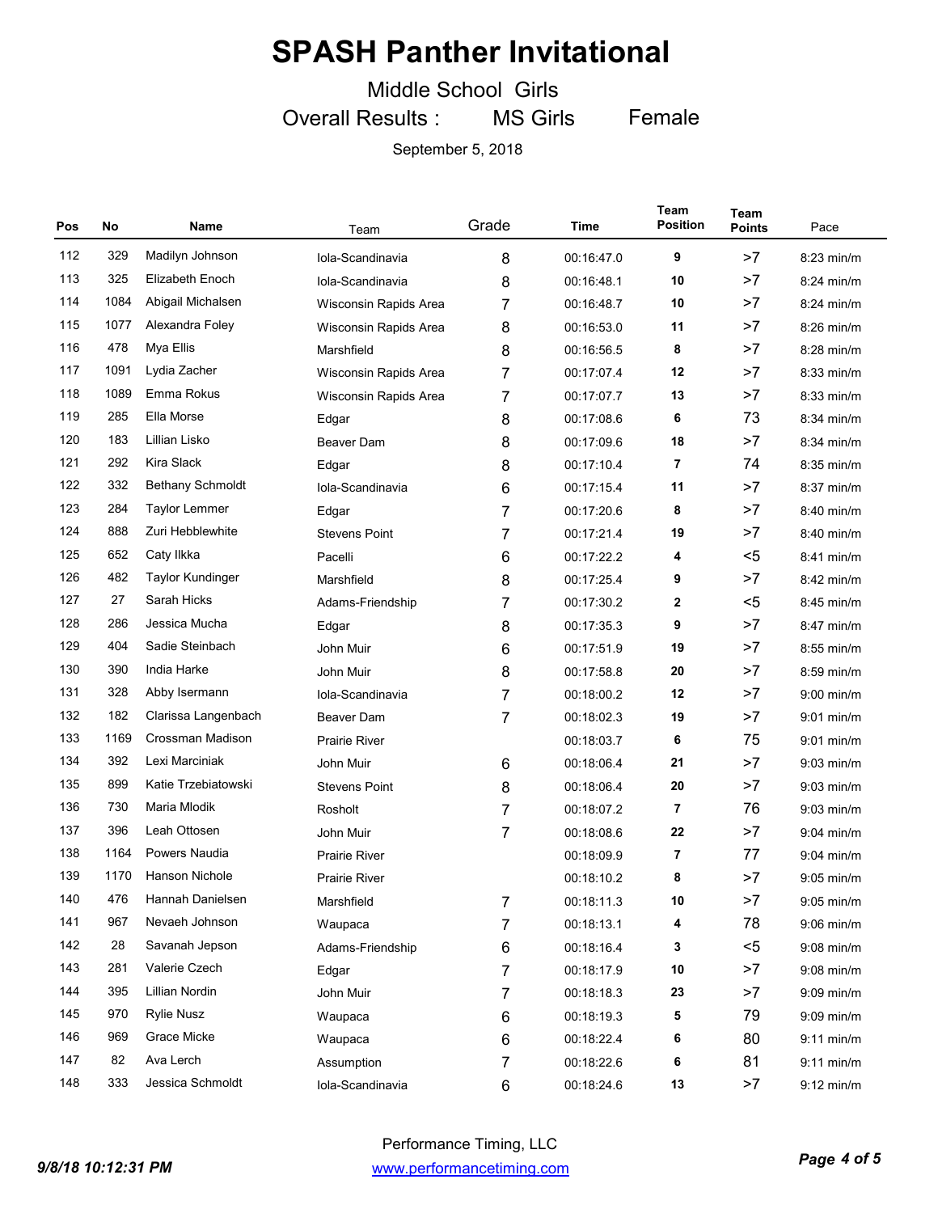# SPASH Panther Invitational

Middle School Girls

Overall Results : MS Girls Female

September 5, 2018

| Pos | No | Name | Team | Grade | Time | Team Position | Team Points | Pace |
|---|---|---|---|---|---|---|---|---|
| 112 | 329 | Madilyn Johnson | Iola-Scandinavia | 8 | 00:16:47.0 | 9 | >7 | 8:23 min/m |
| 113 | 325 | Elizabeth Enoch | Iola-Scandinavia | 8 | 00:16:48.1 | 10 | >7 | 8:24 min/m |
| 114 | 1084 | Abigail Michalsen | Wisconsin Rapids Area | 7 | 00:16:48.7 | 10 | >7 | 8:24 min/m |
| 115 | 1077 | Alexandra Foley | Wisconsin Rapids Area | 8 | 00:16:53.0 | 11 | >7 | 8:26 min/m |
| 116 | 478 | Mya Ellis | Marshfield | 8 | 00:16:56.5 | 8 | >7 | 8:28 min/m |
| 117 | 1091 | Lydia Zacher | Wisconsin Rapids Area | 7 | 00:17:07.4 | 12 | >7 | 8:33 min/m |
| 118 | 1089 | Emma Rokus | Wisconsin Rapids Area | 7 | 00:17:07.7 | 13 | >7 | 8:33 min/m |
| 119 | 285 | Ella Morse | Edgar | 8 | 00:17:08.6 | 6 | 73 | 8:34 min/m |
| 120 | 183 | Lillian Lisko | Beaver Dam | 8 | 00:17:09.6 | 18 | >7 | 8:34 min/m |
| 121 | 292 | Kira Slack | Edgar | 8 | 00:17:10.4 | 7 | 74 | 8:35 min/m |
| 122 | 332 | Bethany Schmoldt | Iola-Scandinavia | 6 | 00:17:15.4 | 11 | >7 | 8:37 min/m |
| 123 | 284 | Taylor Lemmer | Edgar | 7 | 00:17:20.6 | 8 | >7 | 8:40 min/m |
| 124 | 888 | Zuri Hebblewhite | Stevens Point | 7 | 00:17:21.4 | 19 | >7 | 8:40 min/m |
| 125 | 652 | Caty Ilkka | Pacelli | 6 | 00:17:22.2 | 4 | <5 | 8:41 min/m |
| 126 | 482 | Taylor Kundinger | Marshfield | 8 | 00:17:25.4 | 9 | >7 | 8:42 min/m |
| 127 | 27 | Sarah Hicks | Adams-Friendship | 7 | 00:17:30.2 | 2 | <5 | 8:45 min/m |
| 128 | 286 | Jessica Mucha | Edgar | 8 | 00:17:35.3 | 9 | >7 | 8:47 min/m |
| 129 | 404 | Sadie Steinbach | John Muir | 6 | 00:17:51.9 | 19 | >7 | 8:55 min/m |
| 130 | 390 | India Harke | John Muir | 8 | 00:17:58.8 | 20 | >7 | 8:59 min/m |
| 131 | 328 | Abby Isermann | Iola-Scandinavia | 7 | 00:18:00.2 | 12 | >7 | 9:00 min/m |
| 132 | 182 | Clarissa Langenbach | Beaver Dam | 7 | 00:18:02.3 | 19 | >7 | 9:01 min/m |
| 133 | 1169 | Crossman Madison | Prairie River | | 00:18:03.7 | 6 | 75 | 9:01 min/m |
| 134 | 392 | Lexi Marciniak | John Muir | 6 | 00:18:06.4 | 21 | >7 | 9:03 min/m |
| 135 | 899 | Katie Trzebiatowski | Stevens Point | 8 | 00:18:06.4 | 20 | >7 | 9:03 min/m |
| 136 | 730 | Maria Mlodik | Rosholt | 7 | 00:18:07.2 | 7 | 76 | 9:03 min/m |
| 137 | 396 | Leah Ottosen | John Muir | 7 | 00:18:08.6 | 22 | >7 | 9:04 min/m |
| 138 | 1164 | Powers Naudia | Prairie River | | 00:18:09.9 | 7 | 77 | 9:04 min/m |
| 139 | 1170 | Hanson Nichole | Prairie River | | 00:18:10.2 | 8 | >7 | 9:05 min/m |
| 140 | 476 | Hannah Danielsen | Marshfield | 7 | 00:18:11.3 | 10 | >7 | 9:05 min/m |
| 141 | 967 | Nevaeh Johnson | Waupaca | 7 | 00:18:13.1 | 4 | 78 | 9:06 min/m |
| 142 | 28 | Savanah Jepson | Adams-Friendship | 6 | 00:18:16.4 | 3 | <5 | 9:08 min/m |
| 143 | 281 | Valerie Czech | Edgar | 7 | 00:18:17.9 | 10 | >7 | 9:08 min/m |
| 144 | 395 | Lillian Nordin | John Muir | 7 | 00:18:18.3 | 23 | >7 | 9:09 min/m |
| 145 | 970 | Rylie Nusz | Waupaca | 6 | 00:18:19.3 | 5 | 79 | 9:09 min/m |
| 146 | 969 | Grace Micke | Waupaca | 6 | 00:18:22.4 | 6 | 80 | 9:11 min/m |
| 147 | 82 | Ava Lerch | Assumption | 7 | 00:18:22.6 | 6 | 81 | 9:11 min/m |
| 148 | 333 | Jessica Schmoldt | Iola-Scandinavia | 6 | 00:18:24.6 | 13 | >7 | 9:12 min/m |

Performance Timing, LLC

www.performancetiming.com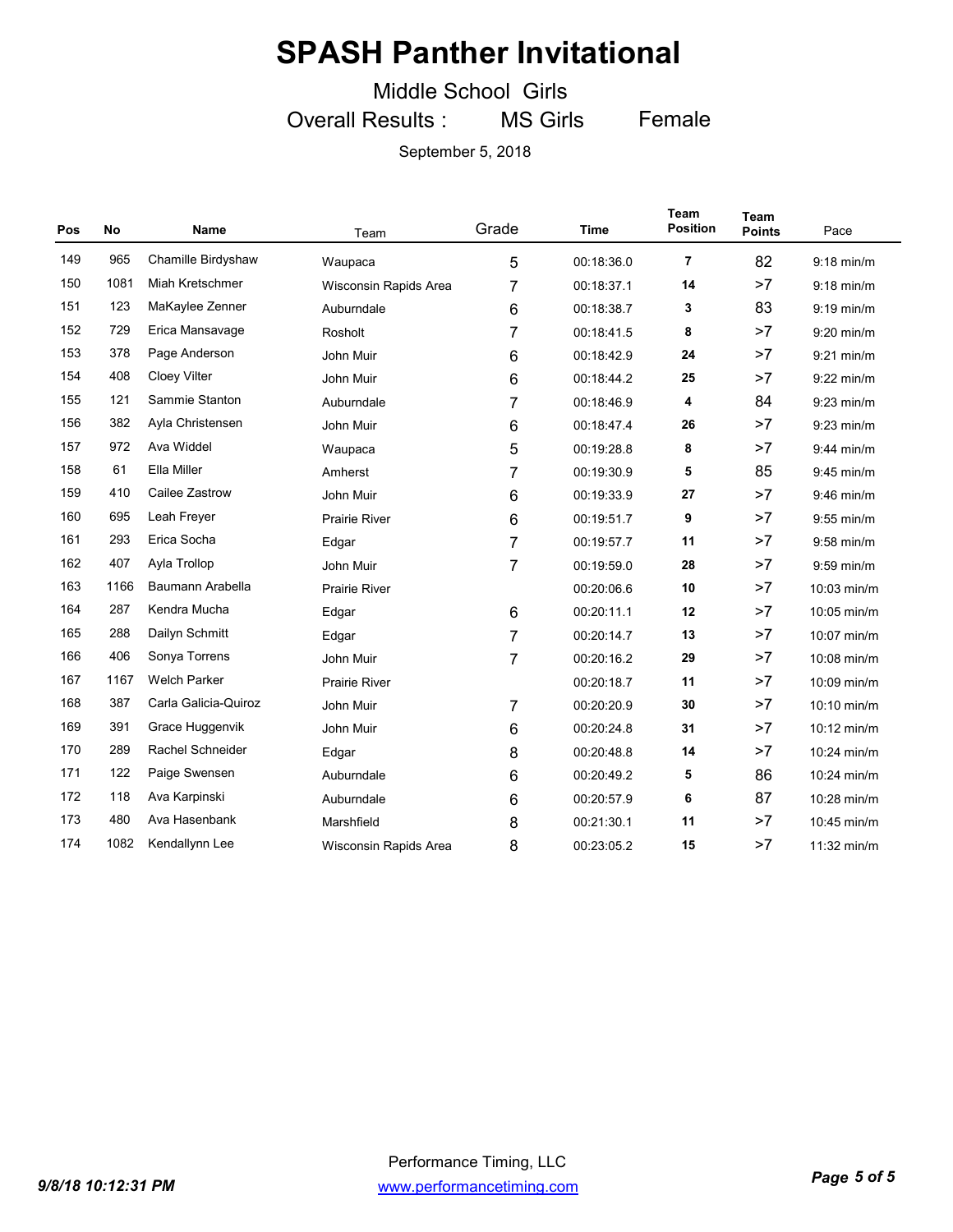# SPASH Panther Invitational

Middle School Girls

Overall Results : MS Girls Female

September 5, 2018

| Pos | No | Name | Team | Grade | Time | Team Position | Team Points | Pace |
|---|---|---|---|---|---|---|---|---|
| 149 | 965 | Chamille Birdyshaw | Waupaca | 5 | 00:18:36.0 | 7 | 82 | 9:18 min/m |
| 150 | 1081 | Miah Kretschmer | Wisconsin Rapids Area | 7 | 00:18:37.1 | 14 | >7 | 9:18 min/m |
| 151 | 123 | MaKaylee Zenner | Auburndale | 6 | 00:18:38.7 | 3 | 83 | 9:19 min/m |
| 152 | 729 | Erica Mansavage | Rosholt | 7 | 00:18:41.5 | 8 | >7 | 9:20 min/m |
| 153 | 378 | Page Anderson | John Muir | 6 | 00:18:42.9 | 24 | >7 | 9:21 min/m |
| 154 | 408 | Cloey Vilter | John Muir | 6 | 00:18:44.2 | 25 | >7 | 9:22 min/m |
| 155 | 121 | Sammie Stanton | Auburndale | 7 | 00:18:46.9 | 4 | 84 | 9:23 min/m |
| 156 | 382 | Ayla Christensen | John Muir | 6 | 00:18:47.4 | 26 | >7 | 9:23 min/m |
| 157 | 972 | Ava Widdel | Waupaca | 5 | 00:19:28.8 | 8 | >7 | 9:44 min/m |
| 158 | 61 | Ella Miller | Amherst | 7 | 00:19:30.9 | 5 | 85 | 9:45 min/m |
| 159 | 410 | Cailee Zastrow | John Muir | 6 | 00:19:33.9 | 27 | >7 | 9:46 min/m |
| 160 | 695 | Leah Freyer | Prairie River | 6 | 00:19:51.7 | 9 | >7 | 9:55 min/m |
| 161 | 293 | Erica Socha | Edgar | 7 | 00:19:57.7 | 11 | >7 | 9:58 min/m |
| 162 | 407 | Ayla Trollop | John Muir | 7 | 00:19:59.0 | 28 | >7 | 9:59 min/m |
| 163 | 1166 | Baumann Arabella | Prairie River | | 00:20:06.6 | 10 | >7 | 10:03 min/m |
| 164 | 287 | Kendra Mucha | Edgar | 6 | 00:20:11.1 | 12 | >7 | 10:05 min/m |
| 165 | 288 | Dailyn Schmitt | Edgar | 7 | 00:20:14.7 | 13 | >7 | 10:07 min/m |
| 166 | 406 | Sonya Torrens | John Muir | 7 | 00:20:16.2 | 29 | >7 | 10:08 min/m |
| 167 | 1167 | Welch Parker | Prairie River | | 00:20:18.7 | 11 | >7 | 10:09 min/m |
| 168 | 387 | Carla Galicia-Quiroz | John Muir | 7 | 00:20:20.9 | 30 | >7 | 10:10 min/m |
| 169 | 391 | Grace Huggenvik | John Muir | 6 | 00:20:24.8 | 31 | >7 | 10:12 min/m |
| 170 | 289 | Rachel Schneider | Edgar | 8 | 00:20:48.8 | 14 | >7 | 10:24 min/m |
| 171 | 122 | Paige Swensen | Auburndale | 6 | 00:20:49.2 | 5 | 86 | 10:24 min/m |
| 172 | 118 | Ava Karpinski | Auburndale | 6 | 00:20:57.9 | 6 | 87 | 10:28 min/m |
| 173 | 480 | Ava Hasenbank | Marshfield | 8 | 00:21:30.1 | 11 | >7 | 10:45 min/m |
| 174 | 1082 | Kendallynn Lee | Wisconsin Rapids Area | 8 | 00:23:05.2 | 15 | >7 | 11:32 min/m |

Performance Timing, LLC

www.performancetiming.com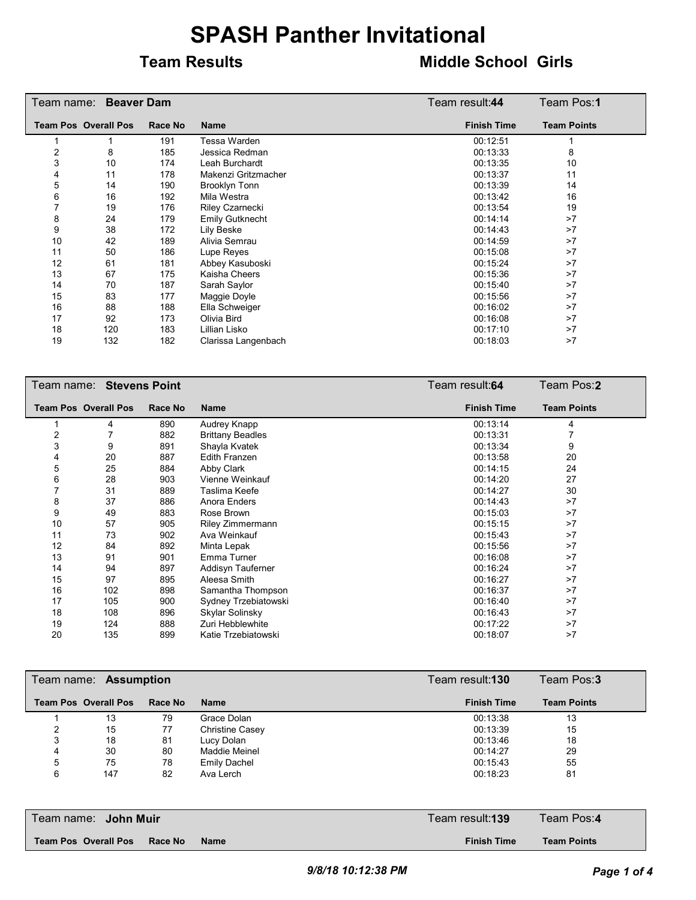# SPASH Panther Invitational

## Team Results — Middle School Girls

### Team name: Beaver Dam — Team result: 44 — Team Pos: 1

| Team Pos | Overall Pos | Race No | Name | Finish Time | Team Points |
|---|---|---|---|---|---|
| 1 | 1 | 191 | Tessa Warden | 00:12:51 | 1 |
| 2 | 8 | 185 | Jessica Redman | 00:13:33 | 8 |
| 3 | 10 | 174 | Leah Burchardt | 00:13:35 | 10 |
| 4 | 11 | 178 | Makenzi Gritzmacher | 00:13:37 | 11 |
| 5 | 14 | 190 | Brooklyn Tonn | 00:13:39 | 14 |
| 6 | 16 | 192 | Mila Westra | 00:13:42 | 16 |
| 7 | 19 | 176 | Riley Czarnecki | 00:13:54 | 19 |
| 8 | 24 | 179 | Emily Gutknecht | 00:14:14 | >7 |
| 9 | 38 | 172 | Lily Beske | 00:14:43 | >7 |
| 10 | 42 | 189 | Alivia Semrau | 00:14:59 | >7 |
| 11 | 50 | 186 | Lupe Reyes | 00:15:08 | >7 |
| 12 | 61 | 181 | Abbey Kasuboski | 00:15:24 | >7 |
| 13 | 67 | 175 | Kaisha Cheers | 00:15:36 | >7 |
| 14 | 70 | 187 | Sarah Saylor | 00:15:40 | >7 |
| 15 | 83 | 177 | Maggie Doyle | 00:15:56 | >7 |
| 16 | 88 | 188 | Ella Schweiger | 00:16:02 | >7 |
| 17 | 92 | 173 | Olivia Bird | 00:16:08 | >7 |
| 18 | 120 | 183 | Lillian Lisko | 00:17:10 | >7 |
| 19 | 132 | 182 | Clarissa Langenbach | 00:18:03 | >7 |

### Team name: Stevens Point — Team result: 64 — Team Pos: 2

| Team Pos | Overall Pos | Race No | Name | Finish Time | Team Points |
|---|---|---|---|---|---|
| 1 | 4 | 890 | Audrey Knapp | 00:13:14 | 4 |
| 2 | 7 | 882 | Brittany Beadles | 00:13:31 | 7 |
| 3 | 9 | 891 | Shayla Kvatek | 00:13:34 | 9 |
| 4 | 20 | 887 | Edith Franzen | 00:13:58 | 20 |
| 5 | 25 | 884 | Abby Clark | 00:14:15 | 24 |
| 6 | 28 | 903 | Vienne Weinkauf | 00:14:20 | 27 |
| 7 | 31 | 889 | Taslima Keefe | 00:14:27 | 30 |
| 8 | 37 | 886 | Anora Enders | 00:14:43 | >7 |
| 9 | 49 | 883 | Rose Brown | 00:15:03 | >7 |
| 10 | 57 | 905 | Riley Zimmermann | 00:15:15 | >7 |
| 11 | 73 | 902 | Ava Weinkauf | 00:15:43 | >7 |
| 12 | 84 | 892 | Minta Lepak | 00:15:56 | >7 |
| 13 | 91 | 901 | Emma Turner | 00:16:08 | >7 |
| 14 | 94 | 897 | Addisyn Tauferner | 00:16:24 | >7 |
| 15 | 97 | 895 | Aleesa Smith | 00:16:27 | >7 |
| 16 | 102 | 898 | Samantha Thompson | 00:16:37 | >7 |
| 17 | 105 | 900 | Sydney Trzebiatowski | 00:16:40 | >7 |
| 18 | 108 | 896 | Skylar Solinsky | 00:16:43 | >7 |
| 19 | 124 | 888 | Zuri Hebblewhite | 00:17:22 | >7 |
| 20 | 135 | 899 | Katie Trzebiatowski | 00:18:07 | >7 |

### Team name: Assumption — Team result: 130 — Team Pos: 3

| Team Pos | Overall Pos | Race No | Name | Finish Time | Team Points |
|---|---|---|---|---|---|
| 1 | 13 | 79 | Grace Dolan | 00:13:38 | 13 |
| 2 | 15 | 77 | Christine Casey | 00:13:39 | 15 |
| 3 | 18 | 81 | Lucy Dolan | 00:13:46 | 18 |
| 4 | 30 | 80 | Maddie Meinel | 00:14:27 | 29 |
| 5 | 75 | 78 | Emily Dachel | 00:15:43 | 55 |
| 6 | 147 | 82 | Ava Lerch | 00:18:23 | 81 |

### Team name: John Muir — Team result: 139 — Team Pos: 4

| Team Pos | Overall Pos | Race No | Name | Finish Time | Team Points |
|---|---|---|---|---|---|

*9/8/18 10:12:38 PM*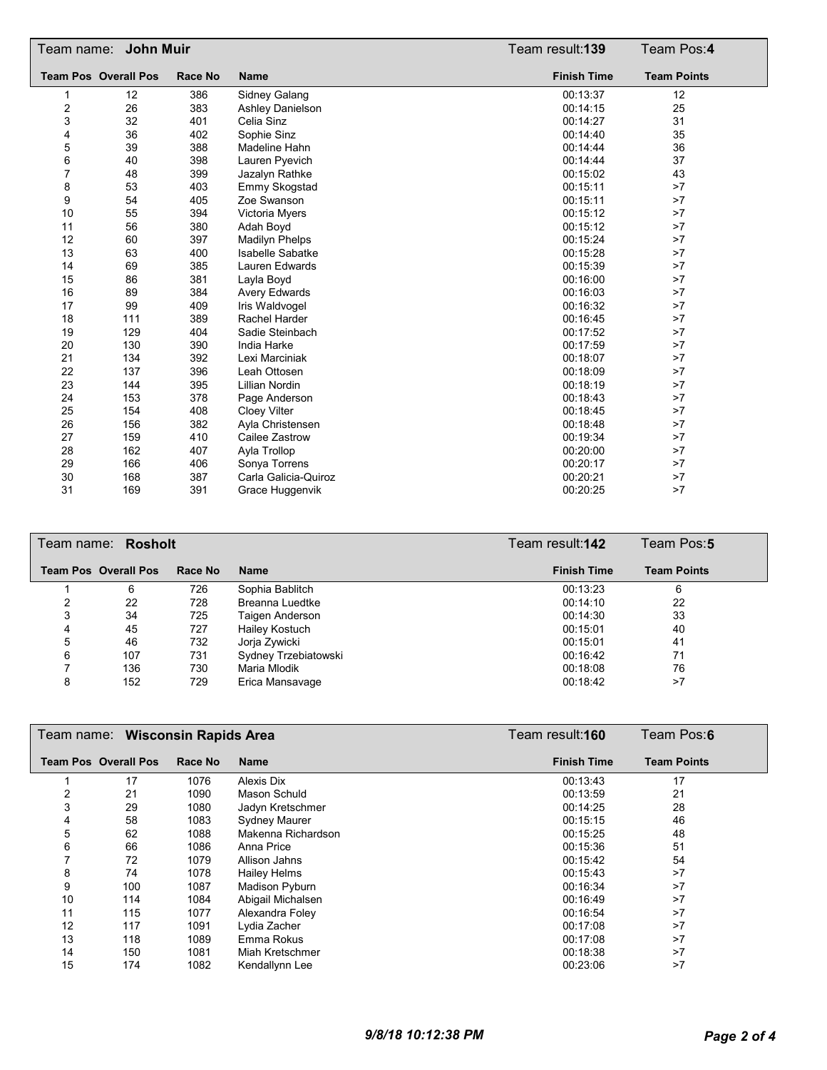## Team name: **John Muir** — Team result: **139** — Team Pos: **4**

| Team Pos | Overall Pos | Race No | Name | Finish Time | Team Points |
|---|---|---|---|---|---|
| 1 | 12 | 386 | Sidney Galang | 00:13:37 | 12 |
| 2 | 26 | 383 | Ashley Danielson | 00:14:15 | 25 |
| 3 | 32 | 401 | Celia Sinz | 00:14:27 | 31 |
| 4 | 36 | 402 | Sophie Sinz | 00:14:40 | 35 |
| 5 | 39 | 388 | Madeline Hahn | 00:14:44 | 36 |
| 6 | 40 | 398 | Lauren Pyevich | 00:14:44 | 37 |
| 7 | 48 | 399 | Jazalyn Rathke | 00:15:02 | 43 |
| 8 | 53 | 403 | Emmy Skogstad | 00:15:11 | >7 |
| 9 | 54 | 405 | Zoe Swanson | 00:15:11 | >7 |
| 10 | 55 | 394 | Victoria Myers | 00:15:12 | >7 |
| 11 | 56 | 380 | Adah Boyd | 00:15:12 | >7 |
| 12 | 60 | 397 | Madilyn Phelps | 00:15:24 | >7 |
| 13 | 63 | 400 | Isabelle Sabatke | 00:15:28 | >7 |
| 14 | 69 | 385 | Lauren Edwards | 00:15:39 | >7 |
| 15 | 86 | 381 | Layla Boyd | 00:16:00 | >7 |
| 16 | 89 | 384 | Avery Edwards | 00:16:03 | >7 |
| 17 | 99 | 409 | Iris Waldvogel | 00:16:32 | >7 |
| 18 | 111 | 389 | Rachel Harder | 00:16:45 | >7 |
| 19 | 129 | 404 | Sadie Steinbach | 00:17:52 | >7 |
| 20 | 130 | 390 | India Harke | 00:17:59 | >7 |
| 21 | 134 | 392 | Lexi Marciniak | 00:18:07 | >7 |
| 22 | 137 | 396 | Leah Ottosen | 00:18:09 | >7 |
| 23 | 144 | 395 | Lillian Nordin | 00:18:19 | >7 |
| 24 | 153 | 378 | Page Anderson | 00:18:43 | >7 |
| 25 | 154 | 408 | Cloey Vilter | 00:18:45 | >7 |
| 26 | 156 | 382 | Ayla Christensen | 00:18:48 | >7 |
| 27 | 159 | 410 | Cailee Zastrow | 00:19:34 | >7 |
| 28 | 162 | 407 | Ayla Trollop | 00:20:00 | >7 |
| 29 | 166 | 406 | Sonya Torrens | 00:20:17 | >7 |
| 30 | 168 | 387 | Carla Galicia-Quiroz | 00:20:21 | >7 |
| 31 | 169 | 391 | Grace Huggenvik | 00:20:25 | >7 |

## Team name: **Rosholt** — Team result: **142** — Team Pos: **5**

| Team Pos | Overall Pos | Race No | Name | Finish Time | Team Points |
|---|---|---|---|---|---|
| 1 | 6 | 726 | Sophia Bablitch | 00:13:23 | 6 |
| 2 | 22 | 728 | Breanna Luedtke | 00:14:10 | 22 |
| 3 | 34 | 725 | Taigen Anderson | 00:14:30 | 33 |
| 4 | 45 | 727 | Hailey Kostuch | 00:15:01 | 40 |
| 5 | 46 | 732 | Jorja Zywicki | 00:15:01 | 41 |
| 6 | 107 | 731 | Sydney Trzebiatowski | 00:16:42 | 71 |
| 7 | 136 | 730 | Maria Mlodik | 00:18:08 | 76 |
| 8 | 152 | 729 | Erica Mansavage | 00:18:42 | >7 |

## Team name: **Wisconsin Rapids Area** — Team result: **160** — Team Pos: **6**

| Team Pos | Overall Pos | Race No | Name | Finish Time | Team Points |
|---|---|---|---|---|---|
| 1 | 17 | 1076 | Alexis Dix | 00:13:43 | 17 |
| 2 | 21 | 1090 | Mason Schuld | 00:13:59 | 21 |
| 3 | 29 | 1080 | Jadyn Kretschmer | 00:14:25 | 28 |
| 4 | 58 | 1083 | Sydney Maurer | 00:15:15 | 46 |
| 5 | 62 | 1088 | Makenna Richardson | 00:15:25 | 48 |
| 6 | 66 | 1086 | Anna Price | 00:15:36 | 51 |
| 7 | 72 | 1079 | Allison Jahns | 00:15:42 | 54 |
| 8 | 74 | 1078 | Hailey Helms | 00:15:43 | >7 |
| 9 | 100 | 1087 | Madison Pyburn | 00:16:34 | >7 |
| 10 | 114 | 1084 | Abigail Michalsen | 00:16:49 | >7 |
| 11 | 115 | 1077 | Alexandra Foley | 00:16:54 | >7 |
| 12 | 117 | 1091 | Lydia Zacher | 00:17:08 | >7 |
| 13 | 118 | 1089 | Emma Rokus | 00:17:08 | >7 |
| 14 | 150 | 1081 | Miah Kretschmer | 00:18:38 | >7 |
| 15 | 174 | 1082 | Kendallynn Lee | 00:23:06 | >7 |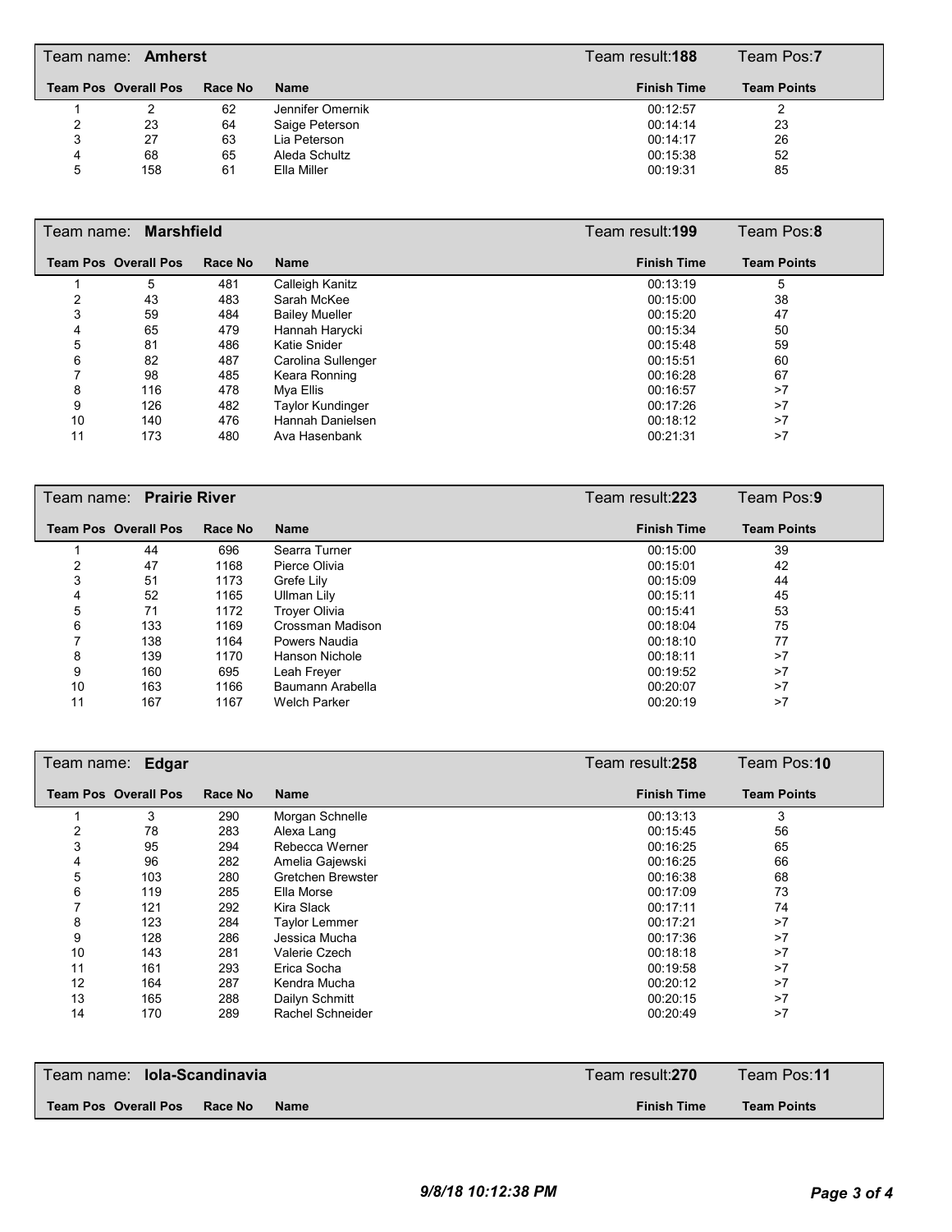| Team name: **Amherst** | | | | Team result:**188** | Team Pos:**7** |
|---|---|---|---|---|---|
| **Team Pos** | **Overall Pos** | **Race No** | **Name** | **Finish Time** | **Team Points** |
| 1 | 2 | 62 | Jennifer Omernik | 00:12:57 | 2 |
| 2 | 23 | 64 | Saige Peterson | 00:14:14 | 23 |
| 3 | 27 | 63 | Lia Peterson | 00:14:17 | 26 |
| 4 | 68 | 65 | Aleda Schultz | 00:15:38 | 52 |
| 5 | 158 | 61 | Ella Miller | 00:19:31 | 85 |

| Team name: **Marshfield** | | | | Team result:**199** | Team Pos:**8** |
|---|---|---|---|---|---|
| **Team Pos** | **Overall Pos** | **Race No** | **Name** | **Finish Time** | **Team Points** |
| 1 | 5 | 481 | Calleigh Kanitz | 00:13:19 | 5 |
| 2 | 43 | 483 | Sarah McKee | 00:15:00 | 38 |
| 3 | 59 | 484 | Bailey Mueller | 00:15:20 | 47 |
| 4 | 65 | 479 | Hannah Harycki | 00:15:34 | 50 |
| 5 | 81 | 486 | Katie Snider | 00:15:48 | 59 |
| 6 | 82 | 487 | Carolina Sullenger | 00:15:51 | 60 |
| 7 | 98 | 485 | Keara Ronning | 00:16:28 | 67 |
| 8 | 116 | 478 | Mya Ellis | 00:16:57 | >7 |
| 9 | 126 | 482 | Taylor Kundinger | 00:17:26 | >7 |
| 10 | 140 | 476 | Hannah Danielsen | 00:18:12 | >7 |
| 11 | 173 | 480 | Ava Hasenbank | 00:21:31 | >7 |

| Team name: **Prairie River** | | | | Team result:**223** | Team Pos:**9** |
|---|---|---|---|---|---|
| **Team Pos** | **Overall Pos** | **Race No** | **Name** | **Finish Time** | **Team Points** |
| 1 | 44 | 696 | Searra Turner | 00:15:00 | 39 |
| 2 | 47 | 1168 | Pierce Olivia | 00:15:01 | 42 |
| 3 | 51 | 1173 | Grefe Lily | 00:15:09 | 44 |
| 4 | 52 | 1165 | Ullman Lily | 00:15:11 | 45 |
| 5 | 71 | 1172 | Troyer Olivia | 00:15:41 | 53 |
| 6 | 133 | 1169 | Crossman Madison | 00:18:04 | 75 |
| 7 | 138 | 1164 | Powers Naudia | 00:18:10 | 77 |
| 8 | 139 | 1170 | Hanson Nichole | 00:18:11 | >7 |
| 9 | 160 | 695 | Leah Freyer | 00:19:52 | >7 |
| 10 | 163 | 1166 | Baumann Arabella | 00:20:07 | >7 |
| 11 | 167 | 1167 | Welch Parker | 00:20:19 | >7 |

| Team name: **Edgar** | | | | Team result:**258** | Team Pos:**10** |
|---|---|---|---|---|---|
| **Team Pos** | **Overall Pos** | **Race No** | **Name** | **Finish Time** | **Team Points** |
| 1 | 3 | 290 | Morgan Schnelle | 00:13:13 | 3 |
| 2 | 78 | 283 | Alexa Lang | 00:15:45 | 56 |
| 3 | 95 | 294 | Rebecca Werner | 00:16:25 | 65 |
| 4 | 96 | 282 | Amelia Gajewski | 00:16:25 | 66 |
| 5 | 103 | 280 | Gretchen Brewster | 00:16:38 | 68 |
| 6 | 119 | 285 | Ella Morse | 00:17:09 | 73 |
| 7 | 121 | 292 | Kira Slack | 00:17:11 | 74 |
| 8 | 123 | 284 | Taylor Lemmer | 00:17:21 | >7 |
| 9 | 128 | 286 | Jessica Mucha | 00:17:36 | >7 |
| 10 | 143 | 281 | Valerie Czech | 00:18:18 | >7 |
| 11 | 161 | 293 | Erica Socha | 00:19:58 | >7 |
| 12 | 164 | 287 | Kendra Mucha | 00:20:12 | >7 |
| 13 | 165 | 288 | Dailyn Schmitt | 00:20:15 | >7 |
| 14 | 170 | 289 | Rachel Schneider | 00:20:49 | >7 |

| Team name: **Iola-Scandinavia** | | | | Team result:**270** | Team Pos:**11** |
|---|---|---|---|---|---|
| **Team Pos** | **Overall Pos** | **Race No** | **Name** | **Finish Time** | **Team Points** |

*9/8/18 10:12:38 PM*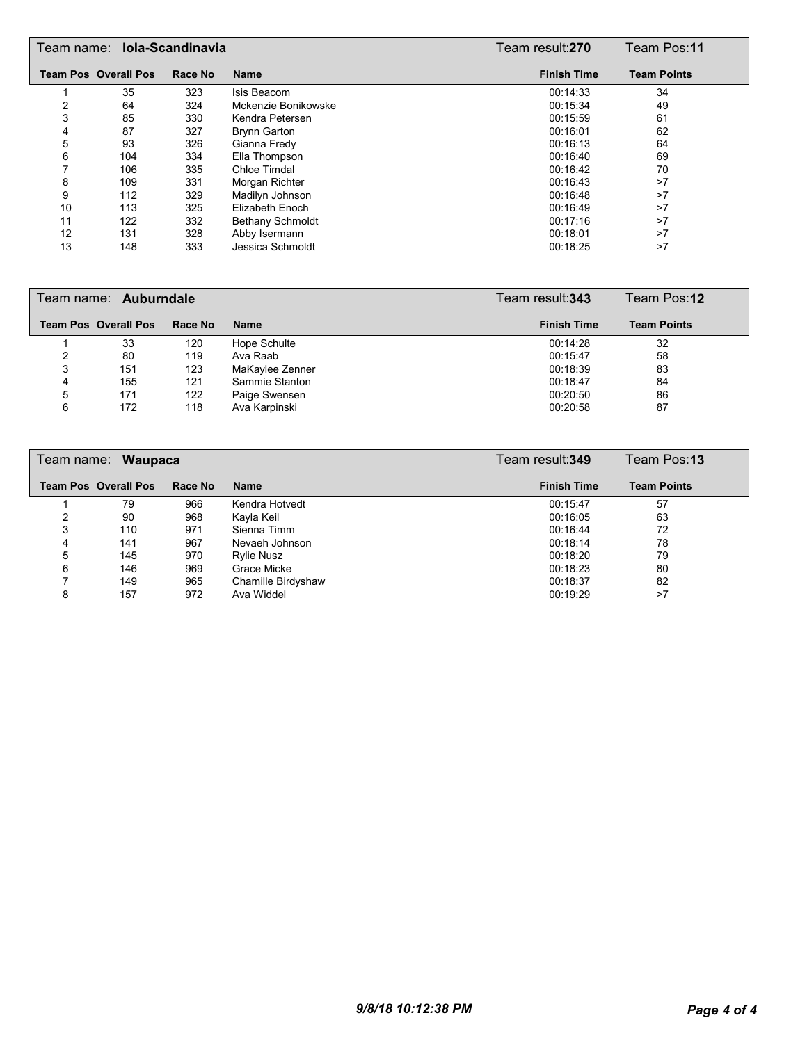Team name: **Iola-Scandinavia** Team result:**270** Team Pos:**11**

| Team Pos | Overall Pos | Race No | Name | Finish Time | Team Points |
|---|---|---|---|---|---|
| 1 | 35 | 323 | Isis Beacom | 00:14:33 | 34 |
| 2 | 64 | 324 | Mckenzie Bonikowske | 00:15:34 | 49 |
| 3 | 85 | 330 | Kendra Petersen | 00:15:59 | 61 |
| 4 | 87 | 327 | Brynn Garton | 00:16:01 | 62 |
| 5 | 93 | 326 | Gianna Fredy | 00:16:13 | 64 |
| 6 | 104 | 334 | Ella Thompson | 00:16:40 | 69 |
| 7 | 106 | 335 | Chloe Timdal | 00:16:42 | 70 |
| 8 | 109 | 331 | Morgan Richter | 00:16:43 | >7 |
| 9 | 112 | 329 | Madilyn Johnson | 00:16:48 | >7 |
| 10 | 113 | 325 | Elizabeth Enoch | 00:16:49 | >7 |
| 11 | 122 | 332 | Bethany Schmoldt | 00:17:16 | >7 |
| 12 | 131 | 328 | Abby Isermann | 00:18:01 | >7 |
| 13 | 148 | 333 | Jessica Schmoldt | 00:18:25 | >7 |

Team name: **Auburndale** Team result:**343** Team Pos:**12**

| Team Pos | Overall Pos | Race No | Name | Finish Time | Team Points |
|---|---|---|---|---|---|
| 1 | 33 | 120 | Hope Schulte | 00:14:28 | 32 |
| 2 | 80 | 119 | Ava Raab | 00:15:47 | 58 |
| 3 | 151 | 123 | MaKaylee Zenner | 00:18:39 | 83 |
| 4 | 155 | 121 | Sammie Stanton | 00:18:47 | 84 |
| 5 | 171 | 122 | Paige Swensen | 00:20:50 | 86 |
| 6 | 172 | 118 | Ava Karpinski | 00:20:58 | 87 |

Team name: **Waupaca** Team result:**349** Team Pos:**13**

| Team Pos | Overall Pos | Race No | Name | Finish Time | Team Points |
|---|---|---|---|---|---|
| 1 | 79 | 966 | Kendra Hotvedt | 00:15:47 | 57 |
| 2 | 90 | 968 | Kayla Keil | 00:16:05 | 63 |
| 3 | 110 | 971 | Sienna Timm | 00:16:44 | 72 |
| 4 | 141 | 967 | Nevaeh Johnson | 00:18:14 | 78 |
| 5 | 145 | 970 | Rylie Nusz | 00:18:20 | 79 |
| 6 | 146 | 969 | Grace Micke | 00:18:23 | 80 |
| 7 | 149 | 965 | Chamille Birdyshaw | 00:18:37 | 82 |
| 8 | 157 | 972 | Ava Widdel | 00:19:29 | >7 |

*9/8/18 10:12:38 PM*